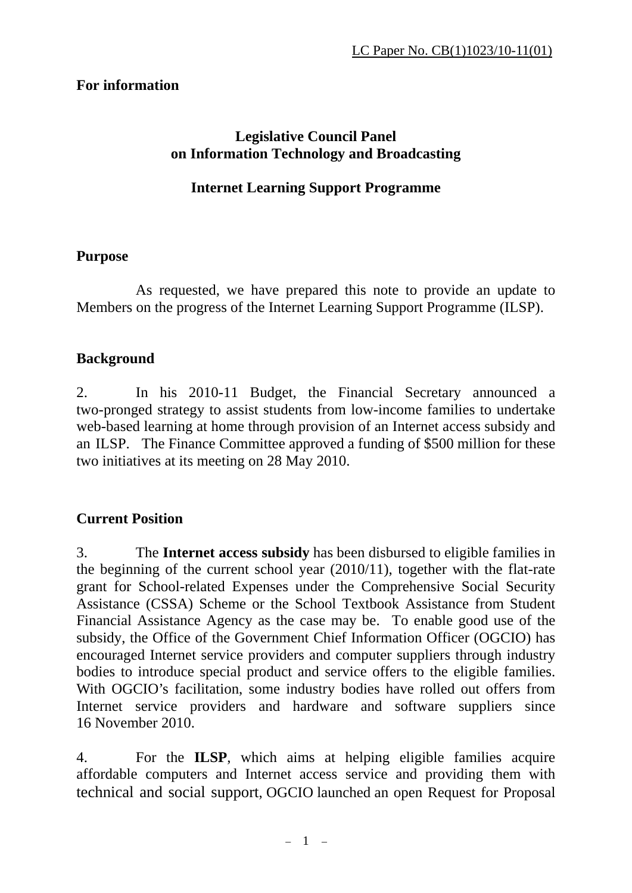LC Paper No. CB(1)1023/10-11(01)

**For information**

**Legislative Council Panel on Information Technology and Broadcasting**

**Internet Learning Support Programme**

## Purpose

As requested, we have prepared this note to provide an update to Members on the progress of the Internet Learning Support Programme (ILSP).

## Background

2. In his 2010-11 Budget, the Financial Secretary announced a two-pronged strategy to assist students from low-income families to undertake web-based learning at home through provision of an Internet access subsidy and an ILSP. The Finance Committee approved a funding of $500 million for these two initiatives at its meeting on 28 May 2010.

## Current Position

3. The **Internet access subsidy** has been disbursed to eligible families in the beginning of the current school year (2010/11), together with the flat-rate grant for School-related Expenses under the Comprehensive Social Security Assistance (CSSA) Scheme or the School Textbook Assistance from Student Financial Assistance Agency as the case may be. To enable good use of the subsidy, the Office of the Government Chief Information Officer (OGCIO) has encouraged Internet service providers and computer suppliers through industry bodies to introduce special product and service offers to the eligible families. With OGCIO's facilitation, some industry bodies have rolled out offers from Internet service providers and hardware and software suppliers since 16 November 2010.

4. For the **ILSP**, which aims at helping eligible families acquire affordable computers and Internet access service and providing them with technical and social support, OGCIO launched an open Request for Proposal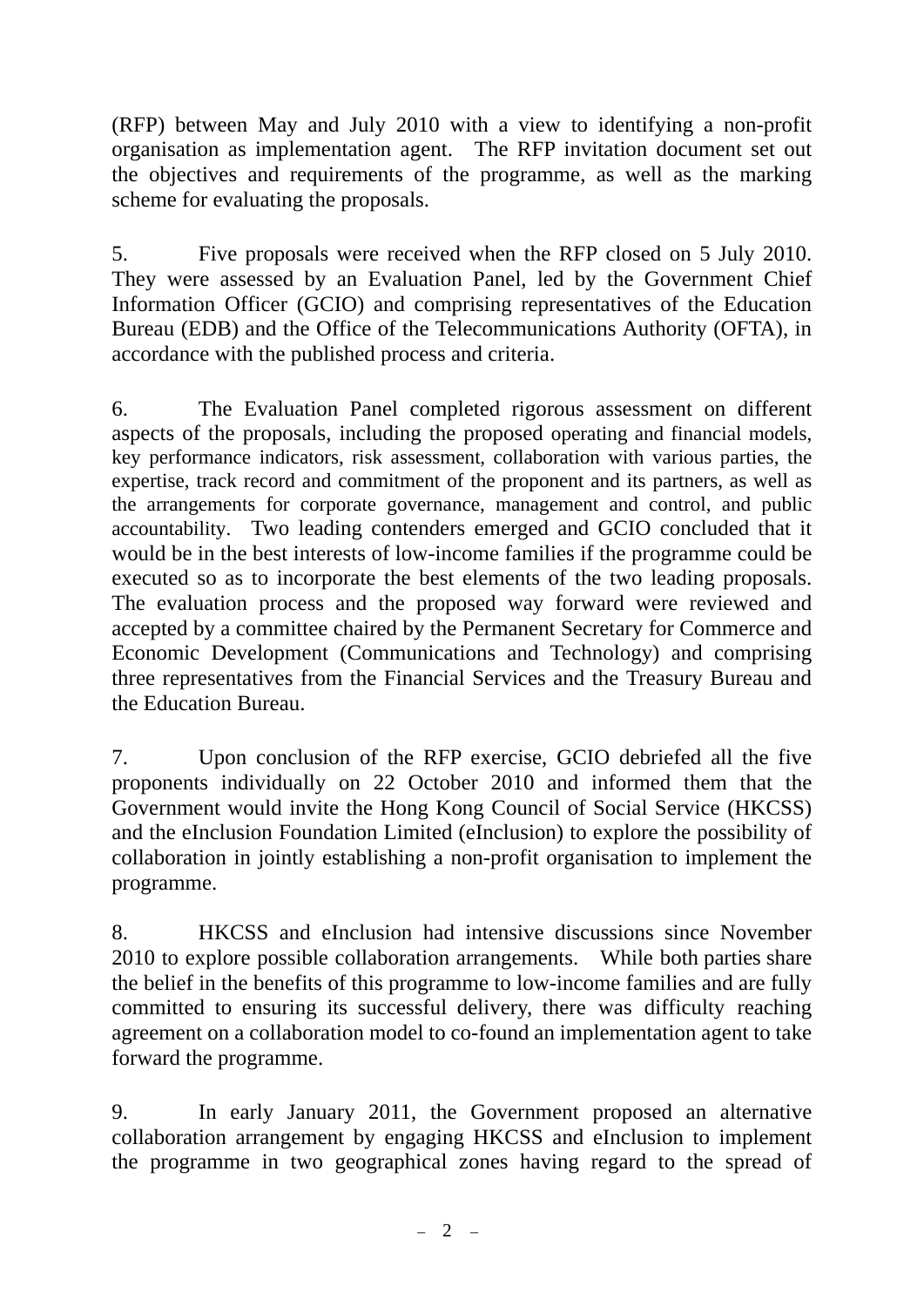(RFP) between May and July 2010 with a view to identifying a non-profit organisation as implementation agent. The RFP invitation document set out the objectives and requirements of the programme, as well as the marking scheme for evaluating the proposals.

5. Five proposals were received when the RFP closed on 5 July 2010. They were assessed by an Evaluation Panel, led by the Government Chief Information Officer (GCIO) and comprising representatives of the Education Bureau (EDB) and the Office of the Telecommunications Authority (OFTA), in accordance with the published process and criteria.

6. The Evaluation Panel completed rigorous assessment on different aspects of the proposals, including the proposed operating and financial models, key performance indicators, risk assessment, collaboration with various parties, the expertise, track record and commitment of the proponent and its partners, as well as the arrangements for corporate governance, management and control, and public accountability. Two leading contenders emerged and GCIO concluded that it would be in the best interests of low-income families if the programme could be executed so as to incorporate the best elements of the two leading proposals. The evaluation process and the proposed way forward were reviewed and accepted by a committee chaired by the Permanent Secretary for Commerce and Economic Development (Communications and Technology) and comprising three representatives from the Financial Services and the Treasury Bureau and the Education Bureau.

7. Upon conclusion of the RFP exercise, GCIO debriefed all the five proponents individually on 22 October 2010 and informed them that the Government would invite the Hong Kong Council of Social Service (HKCSS) and the eInclusion Foundation Limited (eInclusion) to explore the possibility of collaboration in jointly establishing a non-profit organisation to implement the programme.

8. HKCSS and eInclusion had intensive discussions since November 2010 to explore possible collaboration arrangements. While both parties share the belief in the benefits of this programme to low-income families and are fully committed to ensuring its successful delivery, there was difficulty reaching agreement on a collaboration model to co-found an implementation agent to take forward the programme.

9. In early January 2011, the Government proposed an alternative collaboration arrangement by engaging HKCSS and eInclusion to implement the programme in two geographical zones having regard to the spread of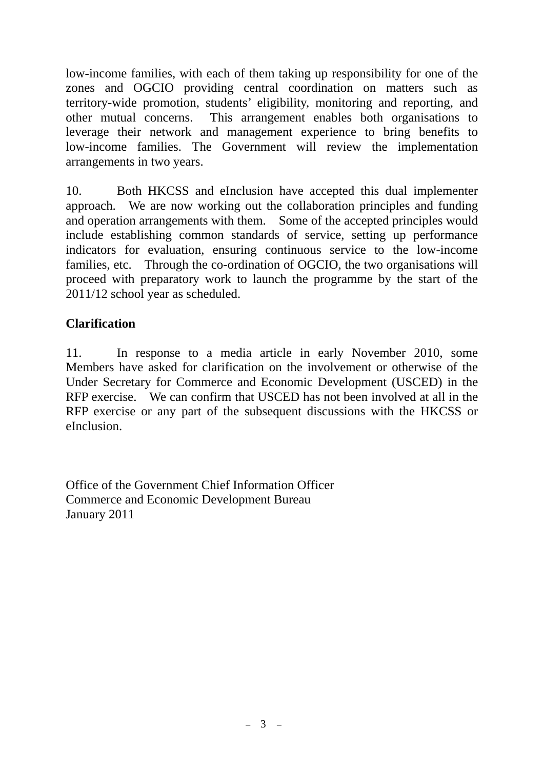low-income families, with each of them taking up responsibility for one of the zones and OGCIO providing central coordination on matters such as territory-wide promotion, students' eligibility, monitoring and reporting, and other mutual concerns. This arrangement enables both organisations to leverage their network and management experience to bring benefits to low-income families. The Government will review the implementation arrangements in two years.

10. Both HKCSS and eInclusion have accepted this dual implementer approach. We are now working out the collaboration principles and funding and operation arrangements with them. Some of the accepted principles would include establishing common standards of service, setting up performance indicators for evaluation, ensuring continuous service to the low-income families, etc. Through the co-ordination of OGCIO, the two organisations will proceed with preparatory work to launch the programme by the start of the 2011/12 school year as scheduled.

**Clarification**

11. In response to a media article in early November 2010, some Members have asked for clarification on the involvement or otherwise of the Under Secretary for Commerce and Economic Development (USCED) in the RFP exercise. We can confirm that USCED has not been involved at all in the RFP exercise or any part of the subsequent discussions with the HKCSS or eInclusion.

Office of the Government Chief Information Officer
Commerce and Economic Development Bureau
January 2011